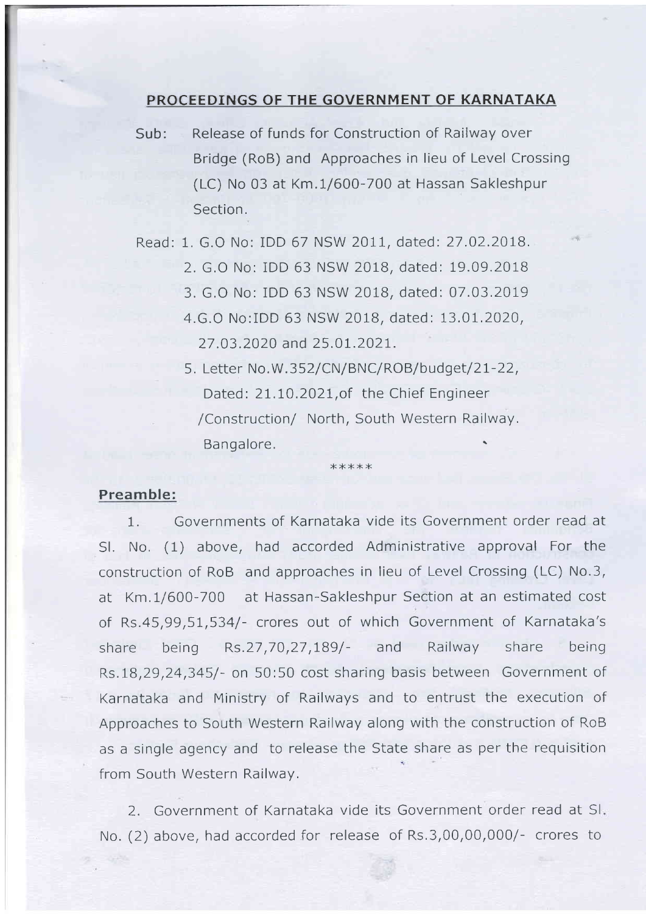## PROCEEDINGS OF THE GOVERNMENT OF KARNATAKA

Sub: Release of funds for Construction of Railway over Bridge (RoB) and Approaches in lieu of Level Crossing (LC) No 03 at Km.1/600-700 at Hassan Sakleshpur Section.

Read: 1. G.O No: IDD 67 NSW 2011, dated: 27.02.2018.
2. G.O No: IDD 63 NSW 2018, dated: 19.09.2018
3. G.O No: IDD 63 NSW 2018, dated: 07.03.2019
4. G.O No:IDD 63 NSW 2018, dated: 13.01.2020, 27.03.2020 and 25.01.2021.
5. Letter No.W.352/CN/BNC/ROB/budget/21-22, Dated: 21.10.2021, of the Chief Engineer /Construction/ North, South Western Railway. Bangalore.

*****

**Preamble:**

1. Governments of Karnataka vide its Government order read at Sl. No. (1) above, had accorded Administrative approval For the construction of RoB and approaches in lieu of Level Crossing (LC) No.3, at Km.1/600-700 at Hassan-Sakleshpur Section at an estimated cost of Rs.45,99,51,534/- crores out of which Government of Karnataka's share being Rs.27,70,27,189/- and Railway share being Rs.18,29,24,345/- on 50:50 cost sharing basis between Government of Karnataka and Ministry of Railways and to entrust the execution of Approaches to South Western Railway along with the construction of RoB as a single agency and to release the State share as per the requisition from South Western Railway.

2. Government of Karnataka vide its Government order read at Sl. No. (2) above, had accorded for release of Rs.3,00,00,000/- crores to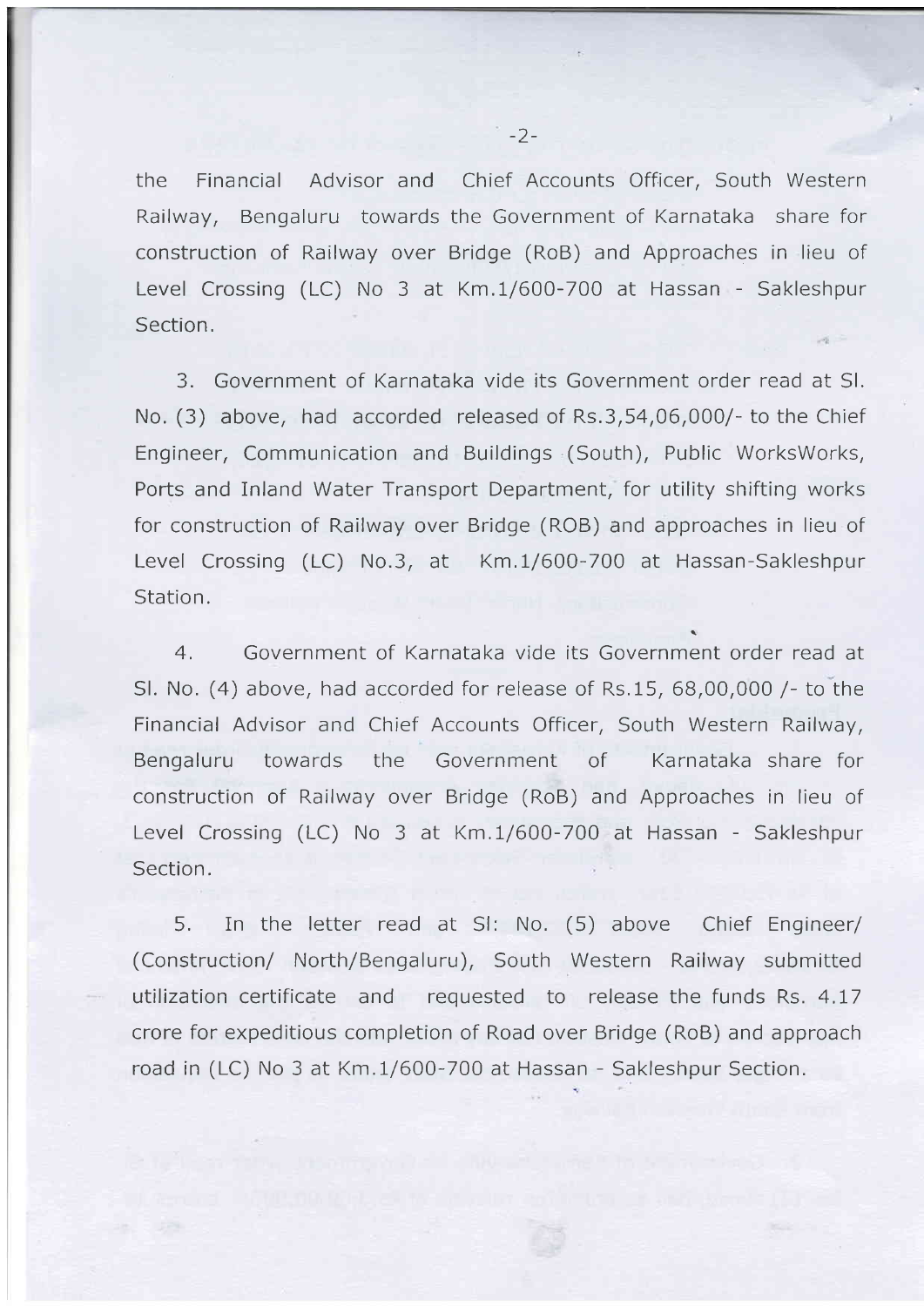the Financial Advisor and Chief Accounts Officer, South Western Railway, Bengaluru towards the Government of Karnataka share for construction of Railway over Bridge (RoB) and Approaches in lieu of Level Crossing (LC) No 3 at Km.1/600-700 at Hassan - Sakleshpur Section.

3. Government of Karnataka vide its Government order read at Sl. No. (3) above, had accorded released of Rs.3,54,06,000/- to the Chief Engineer, Communication and Buildings (South), Public WorksWorks, Ports and Inland Water Transport Department, for utility shifting works for construction of Railway over Bridge (ROB) and approaches in lieu of Level Crossing (LC) No.3, at Km.1/600-700 at Hassan-Sakleshpur Station.

4. Government of Karnataka vide its Government order read at Sl. No. (4) above, had accorded for release of Rs.15, 68,00,000 /- to the Financial Advisor and Chief Accounts Officer, South Western Railway, Bengaluru towards the Government of Karnataka share for construction of Railway over Bridge (RoB) and Approaches in lieu of Level Crossing (LC) No 3 at Km.1/600-700 at Hassan - Sakleshpur Section.

5. In the letter read at Sl: No. (5) above Chief Engineer/ (Construction/ North/Bengaluru), South Western Railway submitted utilization certificate and requested to release the funds Rs. 4.17 crore for expeditious completion of Road over Bridge (RoB) and approach road in (LC) No 3 at Km.1/600-700 at Hassan - Sakleshpur Section.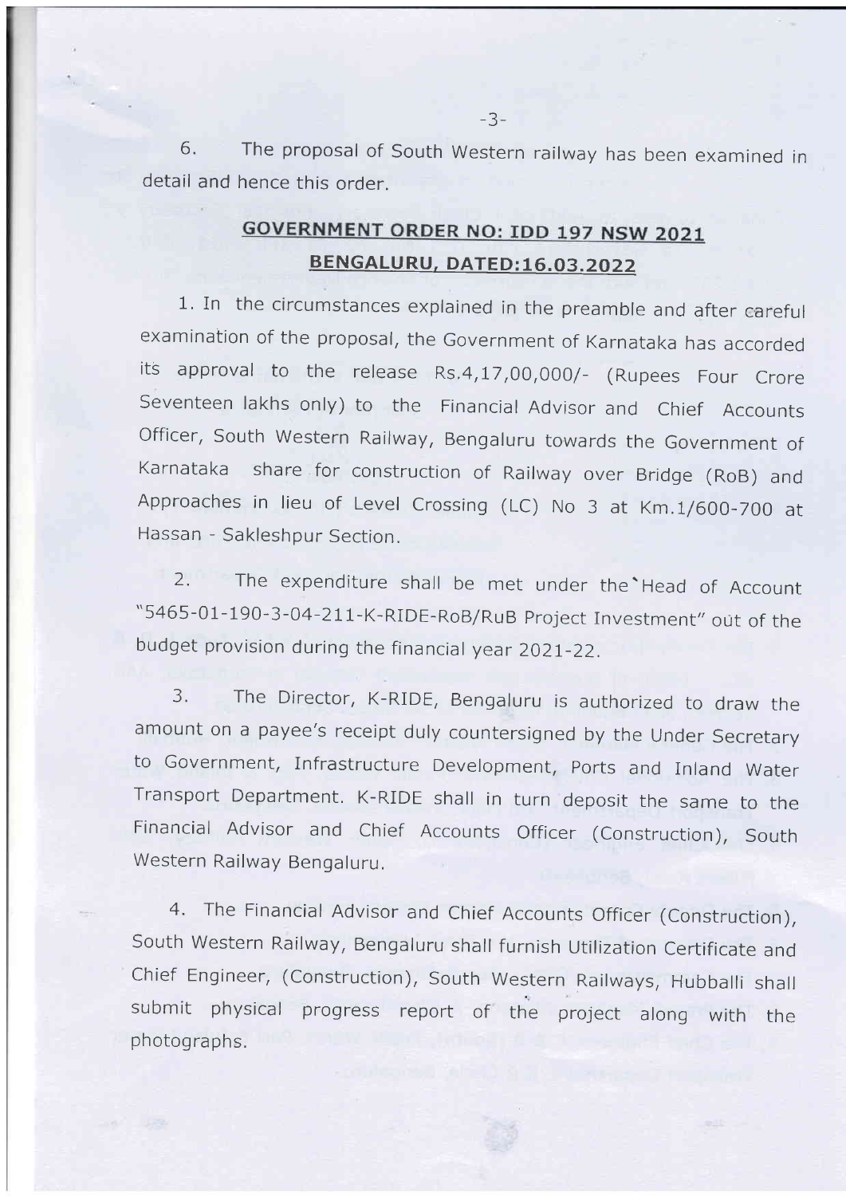6. The proposal of South Western railway has been examined in detail and hence this order.

## GOVERNMENT ORDER NO: IDD 197 NSW 2021
## BENGALURU, DATED:16.03.2022

1. In the circumstances explained in the preamble and after careful examination of the proposal, the Government of Karnataka has accorded its approval to the release Rs.4,17,00,000/- (Rupees Four Crore Seventeen lakhs only) to the Financial Advisor and Chief Accounts Officer, South Western Railway, Bengaluru towards the Government of Karnataka share for construction of Railway over Bridge (RoB) and Approaches in lieu of Level Crossing (LC) No 3 at Km.1/600-700 at Hassan - Sakleshpur Section.

2. The expenditure shall be met under the Head of Account "5465-01-190-3-04-211-K-RIDE-RoB/RuB Project Investment" out of the budget provision during the financial year 2021-22.

3. The Director, K-RIDE, Bengaluru is authorized to draw the amount on a payee's receipt duly countersigned by the Under Secretary to Government, Infrastructure Development, Ports and Inland Water Transport Department. K-RIDE shall in turn deposit the same to the Financial Advisor and Chief Accounts Officer (Construction), South Western Railway Bengaluru.

4. The Financial Advisor and Chief Accounts Officer (Construction), South Western Railway, Bengaluru shall furnish Utilization Certificate and Chief Engineer, (Construction), South Western Railways, Hubballi shall submit physical progress report of the project along with the photographs.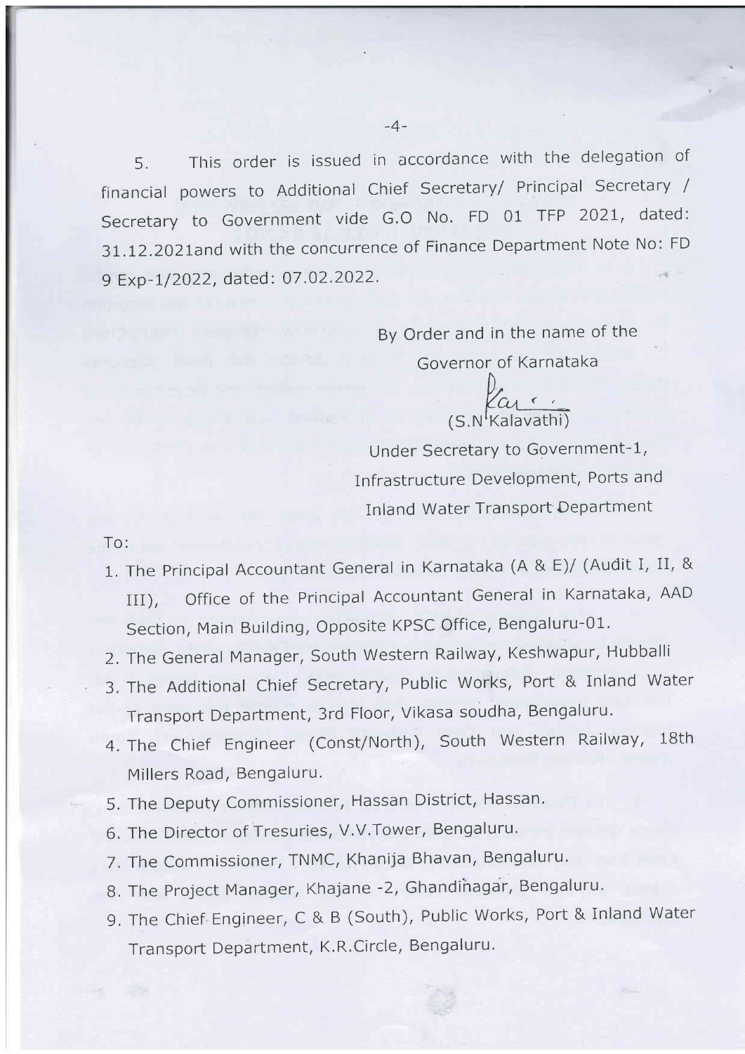5. This order is issued in accordance with the delegation of financial powers to Additional Chief Secretary/ Principal Secretary / Secretary to Government vide G.O No. FD 01 TFP 2021, dated: 31.12.2021and with the concurrence of Finance Department Note No: FD 9 Exp-1/2022, dated: 07.02.2022.

By Order and in the name of the
Governor of Karnataka

(S.N Kalavathi)
Under Secretary to Government-1,
Infrastructure Development, Ports and
Inland Water Transport Department

To:

1. The Principal Accountant General in Karnataka (A & E)/ (Audit I, II, & III), Office of the Principal Accountant General in Karnataka, AAD Section, Main Building, Opposite KPSC Office, Bengaluru-01.
2. The General Manager, South Western Railway, Keshwapur, Hubballi
3. The Additional Chief Secretary, Public Works, Port & Inland Water Transport Department, 3rd Floor, Vikasa soudha, Bengaluru.
4. The Chief Engineer (Const/North), South Western Railway, 18th Millers Road, Bengaluru.
5. The Deputy Commissioner, Hassan District, Hassan.
6. The Director of Tresuries, V.V.Tower, Bengaluru.
7. The Commissioner, TNMC, Khanija Bhavan, Bengaluru.
8. The Project Manager, Khajane -2, Ghandinagar, Bengaluru.
9. The Chief Engineer, C & B (South), Public Works, Port & Inland Water Transport Department, K.R.Circle, Bengaluru.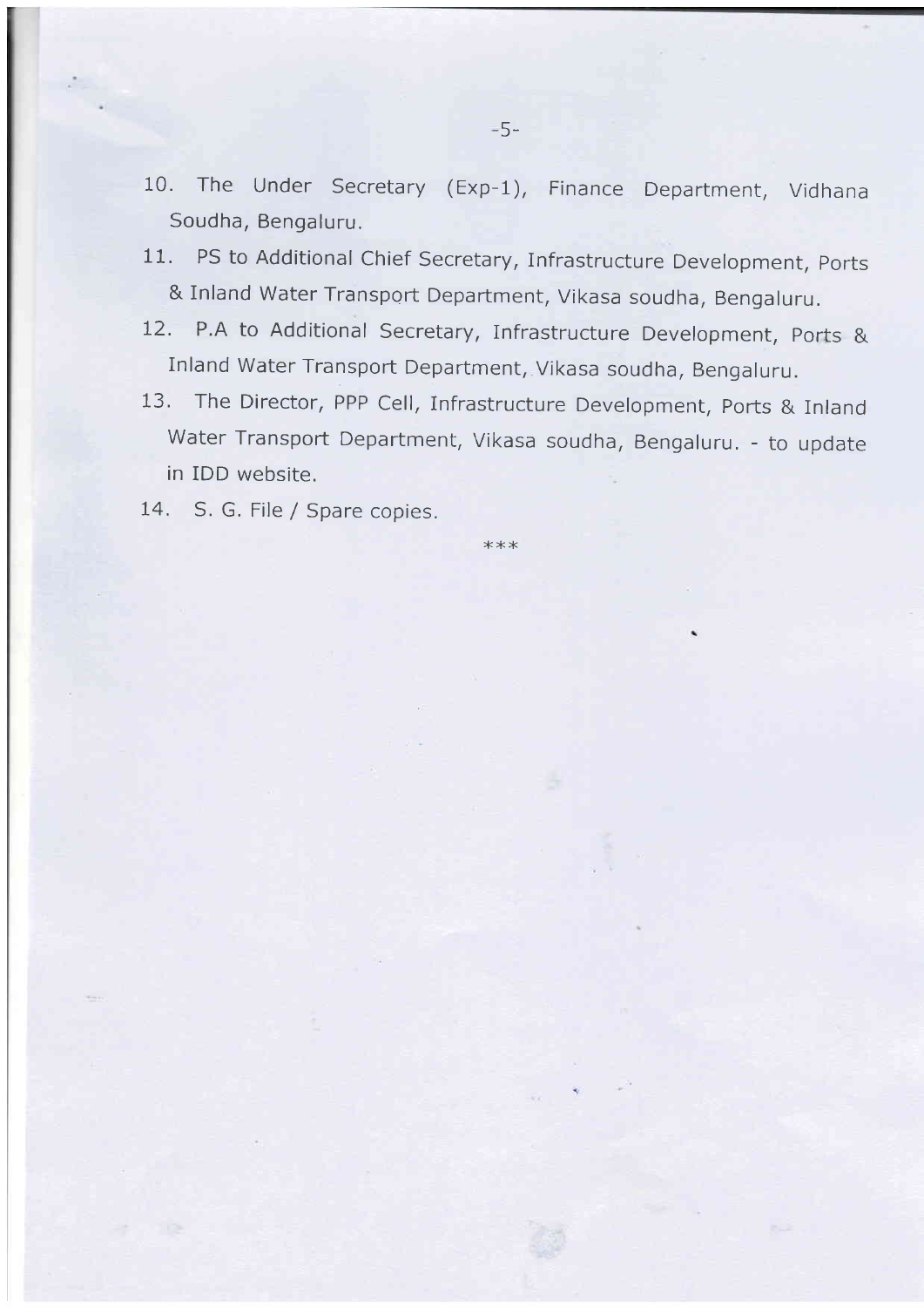10. The Under Secretary (Exp-1), Finance Department, Vidhana Soudha, Bengaluru.
11. PS to Additional Chief Secretary, Infrastructure Development, Ports & Inland Water Transport Department, Vikasa soudha, Bengaluru.
12. P.A to Additional Secretary, Infrastructure Development, Ports & Inland Water Transport Department, Vikasa soudha, Bengaluru.
13. The Director, PPP Cell, Infrastructure Development, Ports & Inland Water Transport Department, Vikasa soudha, Bengaluru. - to update in IDD website.
14. S. G. File / Spare copies.

***